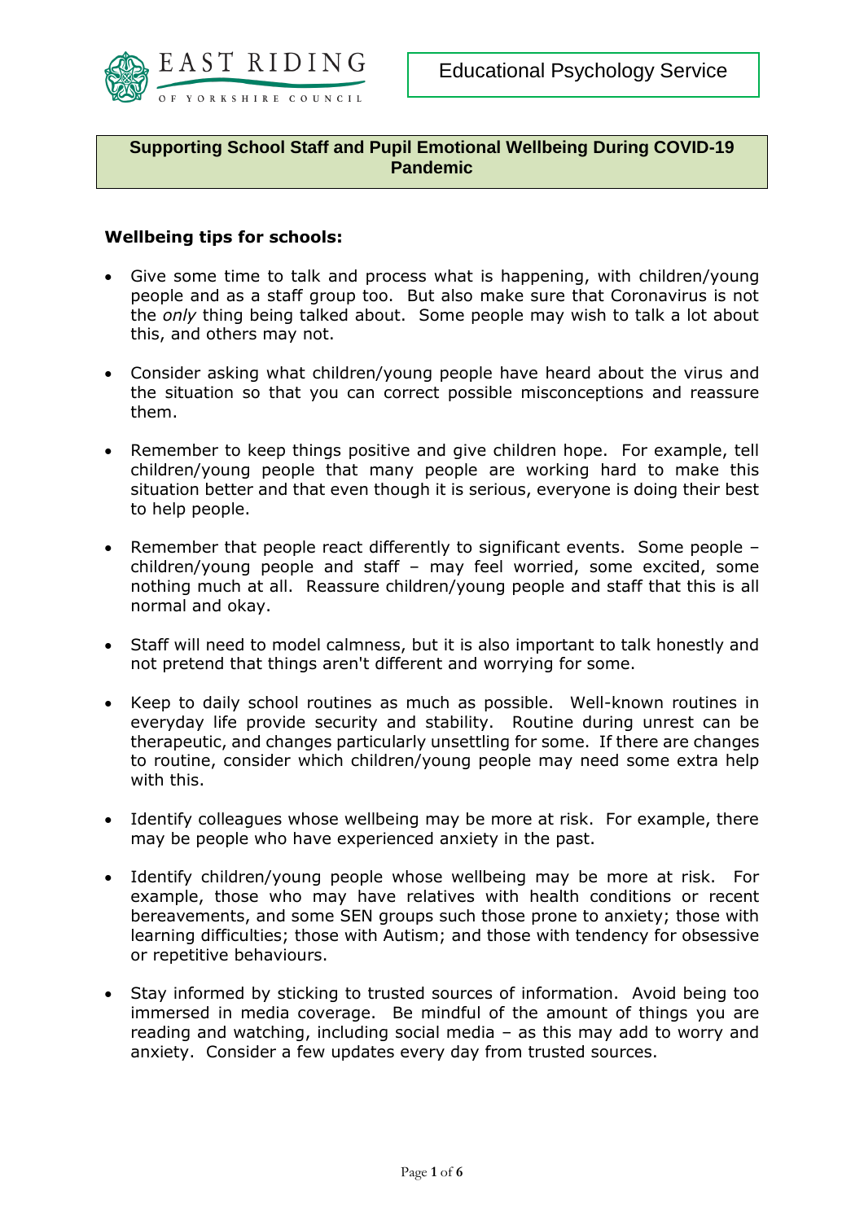EAST RIDING OF YORKSHIRE COUNCIL

Educational Psychology Service

# Supporting School Staff and Pupil Emotional Wellbeing During COVID-19 Pandemic

**Wellbeing tips for schools:**

- Give some time to talk and process what is happening, with children/young people and as a staff group too. But also make sure that Coronavirus is not the *only* thing being talked about. Some people may wish to talk a lot about this, and others may not.

- Consider asking what children/young people have heard about the virus and the situation so that you can correct possible misconceptions and reassure them.

- Remember to keep things positive and give children hope. For example, tell children/young people that many people are working hard to make this situation better and that even though it is serious, everyone is doing their best to help people.

- Remember that people react differently to significant events. Some people – children/young people and staff – may feel worried, some excited, some nothing much at all. Reassure children/young people and staff that this is all normal and okay.

- Staff will need to model calmness, but it is also important to talk honestly and not pretend that things aren't different and worrying for some.

- Keep to daily school routines as much as possible. Well-known routines in everyday life provide security and stability. Routine during unrest can be therapeutic, and changes particularly unsettling for some. If there are changes to routine, consider which children/young people may need some extra help with this.

- Identify colleagues whose wellbeing may be more at risk. For example, there may be people who have experienced anxiety in the past.

- Identify children/young people whose wellbeing may be more at risk. For example, those who may have relatives with health conditions or recent bereavements, and some SEN groups such those prone to anxiety; those with learning difficulties; those with Autism; and those with tendency for obsessive or repetitive behaviours.

- Stay informed by sticking to trusted sources of information. Avoid being too immersed in media coverage. Be mindful of the amount of things you are reading and watching, including social media – as this may add to worry and anxiety. Consider a few updates every day from trusted sources.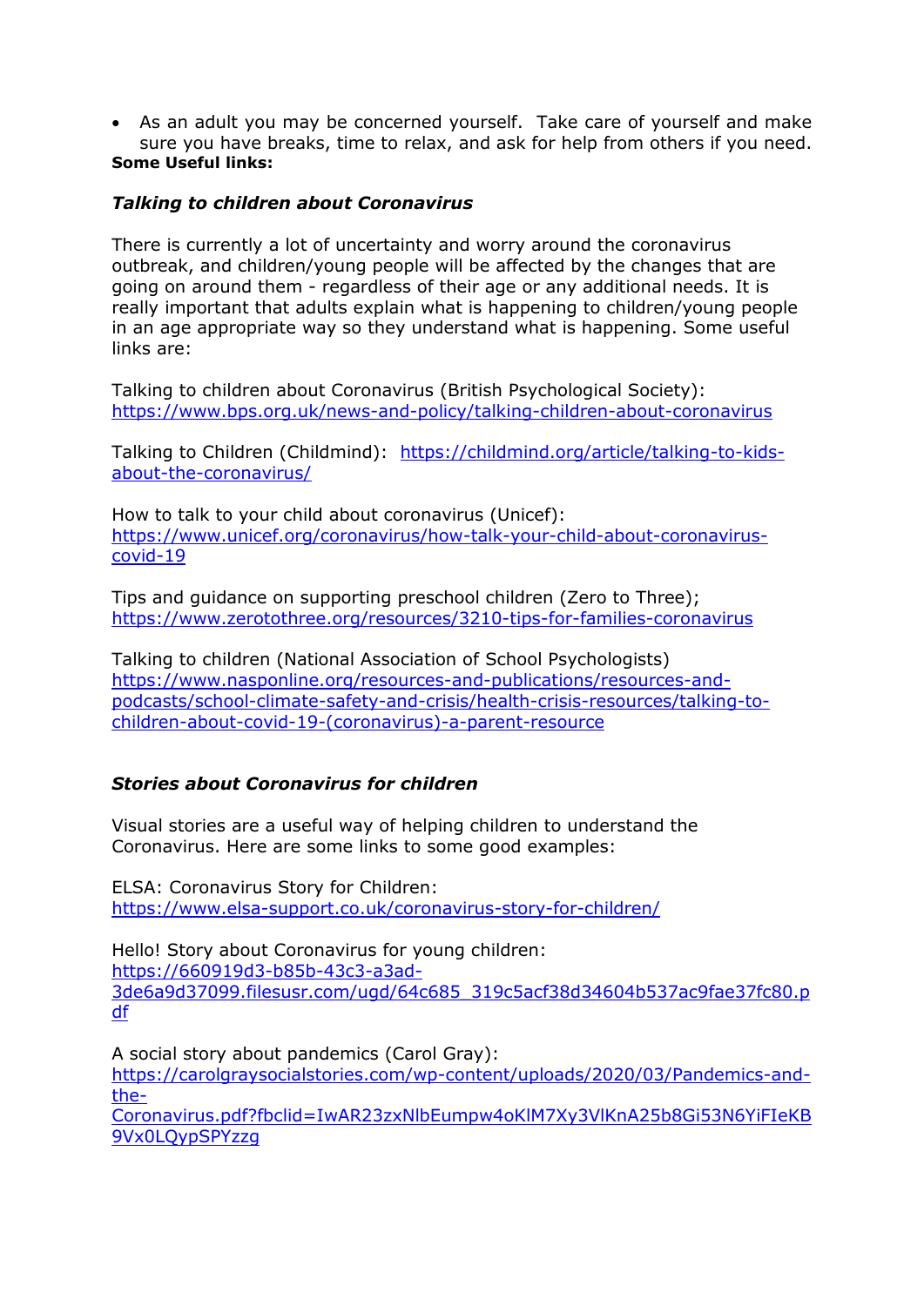- As an adult you may be concerned yourself. Take care of yourself and make sure you have breaks, time to relax, and ask for help from others if you need.

**Some Useful links:**

***Talking to children about Coronavirus***

There is currently a lot of uncertainty and worry around the coronavirus outbreak, and children/young people will be affected by the changes that are going on around them - regardless of their age or any additional needs. It is really important that adults explain what is happening to children/young people in an age appropriate way so they understand what is happening. Some useful links are:

Talking to children about Coronavirus (British Psychological Society): https://www.bps.org.uk/news-and-policy/talking-children-about-coronavirus

Talking to Children (Childmind): https://childmind.org/article/talking-to-kids-about-the-coronavirus/

How to talk to your child about coronavirus (Unicef): https://www.unicef.org/coronavirus/how-talk-your-child-about-coronavirus-covid-19

Tips and guidance on supporting preschool children (Zero to Three); https://www.zerotothree.org/resources/3210-tips-for-families-coronavirus

Talking to children (National Association of School Psychologists) https://www.nasponline.org/resources-and-publications/resources-and-podcasts/school-climate-safety-and-crisis/health-crisis-resources/talking-to-children-about-covid-19-(coronavirus)-a-parent-resource

***Stories about Coronavirus for children***

Visual stories are a useful way of helping children to understand the Coronavirus. Here are some links to some good examples:

ELSA: Coronavirus Story for Children: https://www.elsa-support.co.uk/coronavirus-story-for-children/

Hello! Story about Coronavirus for young children: https://660919d3-b85b-43c3-a3ad-3de6a9d37099.filesusr.com/ugd/64c685_319c5acf38d34604b537ac9fae37fc80.pdf

A social story about pandemics (Carol Gray): https://carolgraysocialstories.com/wp-content/uploads/2020/03/Pandemics-and-the-Coronavirus.pdf?fbclid=IwAR23zxNlbEumpw4oKlM7Xy3VlKnA25b8Gi53N6YiFIeKB9Vx0LQypSPYzzg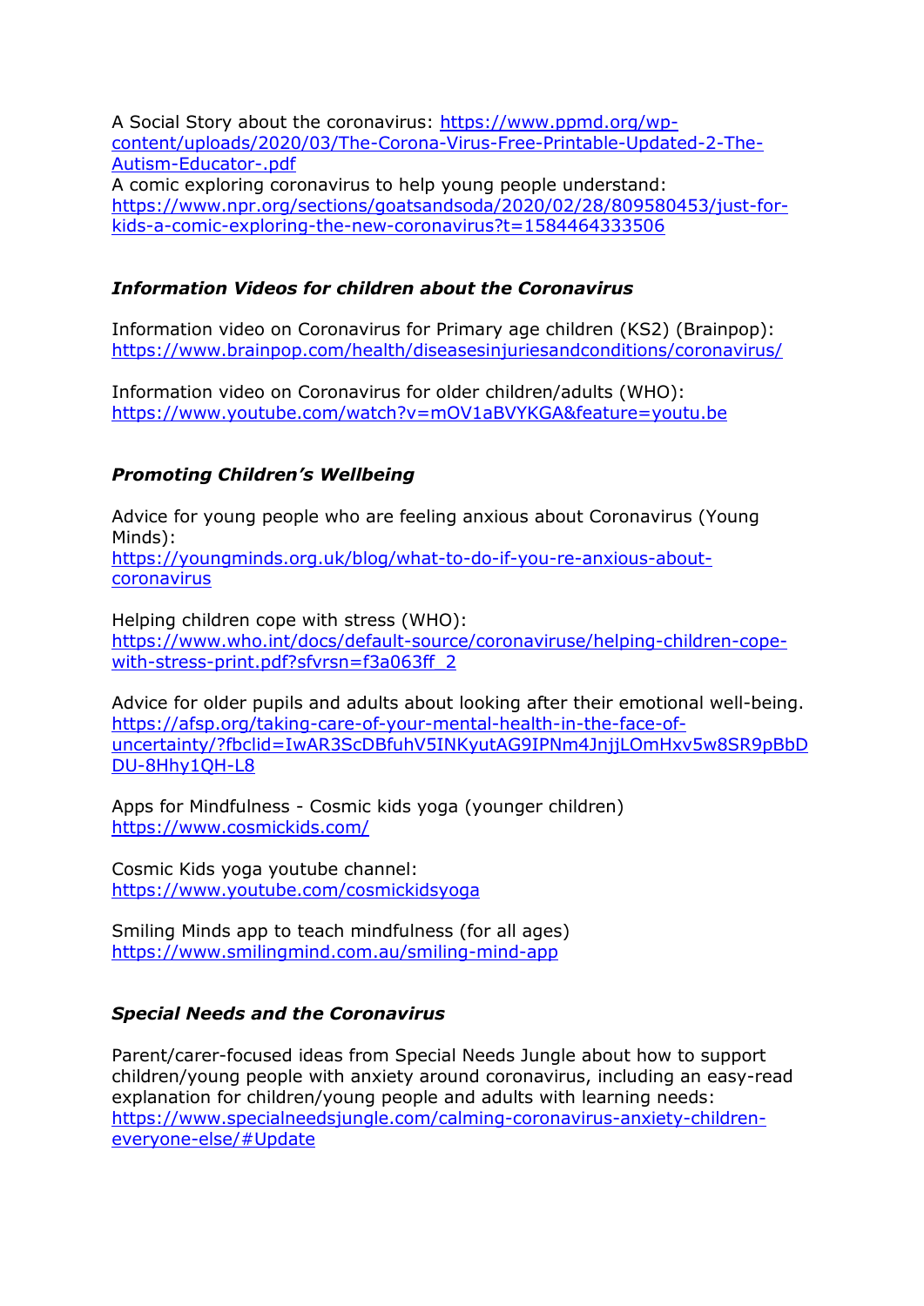A Social Story about the coronavirus: https://www.ppmd.org/wp-content/uploads/2020/03/The-Corona-Virus-Free-Printable-Updated-2-The-Autism-Educator-.pdf
A comic exploring coronavirus to help young people understand: https://www.npr.org/sections/goatsandsoda/2020/02/28/809580453/just-for-kids-a-comic-exploring-the-new-coronavirus?t=1584464333506

### ***Information Videos for children about the Coronavirus***

Information video on Coronavirus for Primary age children (KS2) (Brainpop): https://www.brainpop.com/health/diseasesinjuriesandconditions/coronavirus/

Information video on Coronavirus for older children/adults (WHO): https://www.youtube.com/watch?v=mOV1aBVYKGA&feature=youtu.be

### ***Promoting Children's Wellbeing***

Advice for young people who are feeling anxious about Coronavirus (Young Minds):
https://youngminds.org.uk/blog/what-to-do-if-you-re-anxious-about-coronavirus

Helping children cope with stress (WHO):
https://www.who.int/docs/default-source/coronaviruse/helping-children-cope-with-stress-print.pdf?sfvrsn=f3a063ff_2

Advice for older pupils and adults about looking after their emotional well-being.
https://afsp.org/taking-care-of-your-mental-health-in-the-face-of-uncertainty/?fbclid=IwAR3ScDBfuhV5INKyutAG9IPNm4JnjjLOmHxv5w8SR9pBbDDU-8Hhy1QH-L8

Apps for Mindfulness - Cosmic kids yoga (younger children)
https://www.cosmickids.com/

Cosmic Kids yoga youtube channel:
https://www.youtube.com/cosmickidsyoga

Smiling Minds app to teach mindfulness (for all ages)
https://www.smilingmind.com.au/smiling-mind-app

### ***Special Needs and the Coronavirus***

Parent/carer-focused ideas from Special Needs Jungle about how to support children/young people with anxiety around coronavirus, including an easy-read explanation for children/young people and adults with learning needs:
https://www.specialneedsjungle.com/calming-coronavirus-anxiety-children-everyone-else/#Update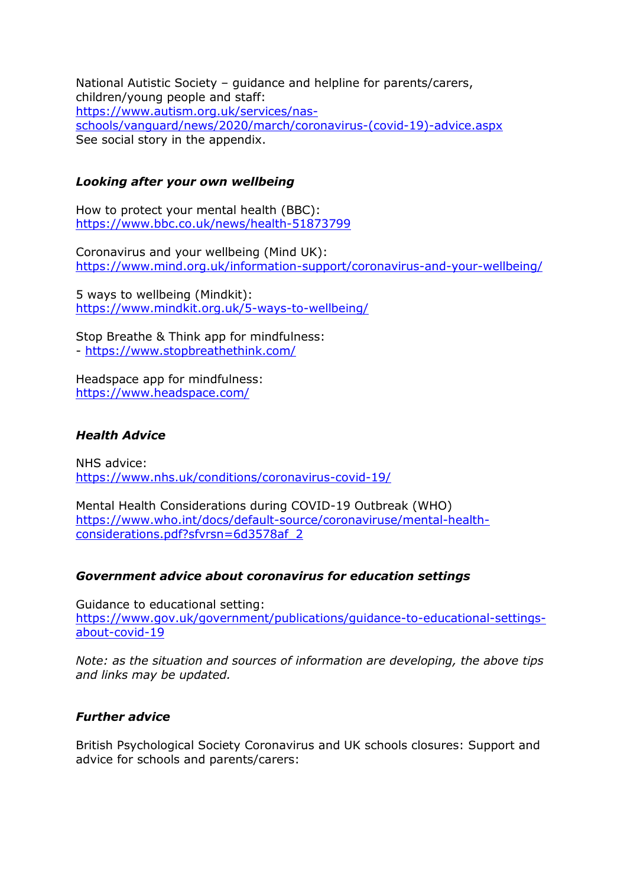National Autistic Society – guidance and helpline for parents/carers, children/young people and staff:
https://www.autism.org.uk/services/nas-schools/vanguard/news/2020/march/coronavirus-(covid-19)-advice.aspx
See social story in the appendix.

***Looking after your own wellbeing***

How to protect your mental health (BBC):
https://www.bbc.co.uk/news/health-51873799

Coronavirus and your wellbeing (Mind UK):
https://www.mind.org.uk/information-support/coronavirus-and-your-wellbeing/

5 ways to wellbeing (Mindkit):
https://www.mindkit.org.uk/5-ways-to-wellbeing/

Stop Breathe & Think app for mindfulness:
- https://www.stopbreathethink.com/

Headspace app for mindfulness:
https://www.headspace.com/

***Health Advice***

NHS advice:
https://www.nhs.uk/conditions/coronavirus-covid-19/

Mental Health Considerations during COVID-19 Outbreak (WHO)
https://www.who.int/docs/default-source/coronaviruse/mental-health-considerations.pdf?sfvrsn=6d3578af_2

***Government advice about coronavirus for education settings***

Guidance to educational setting:
https://www.gov.uk/government/publications/guidance-to-educational-settings-about-covid-19

*Note: as the situation and sources of information are developing, the above tips and links may be updated.*

***Further advice***

British Psychological Society Coronavirus and UK schools closures: Support and advice for schools and parents/carers: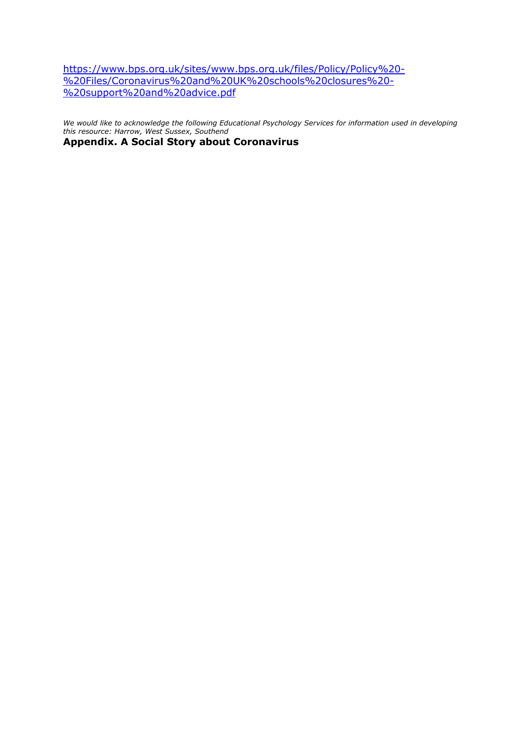https://www.bps.org.uk/sites/www.bps.org.uk/files/Policy/Policy%20-%20Files/Coronavirus%20and%20UK%20schools%20closures%20-%20support%20and%20advice.pdf

*We would like to acknowledge the following Educational Psychology Services for information used in developing this resource: Harrow, West Sussex, Southend*

## Appendix. A Social Story about Coronavirus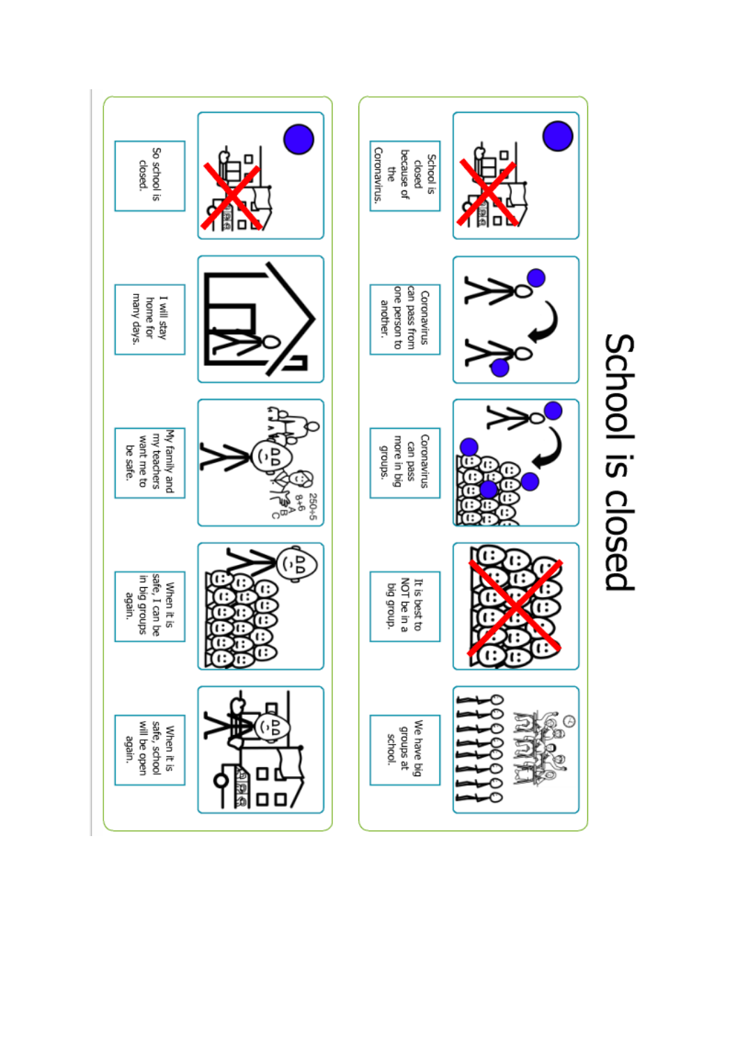# School is closed

School is closed because of the Coronavirus.

Coronavirus can pass from one person to another.

Coronavirus can pass more in big groups.

It is best to NOT be in a big group.

We have big groups at school.

So school is closed.

I will stay home for many days.

My family and my teachers want me to be safe.

When it is safe, I can be in big groups again.

When it is safe, school will be open again.